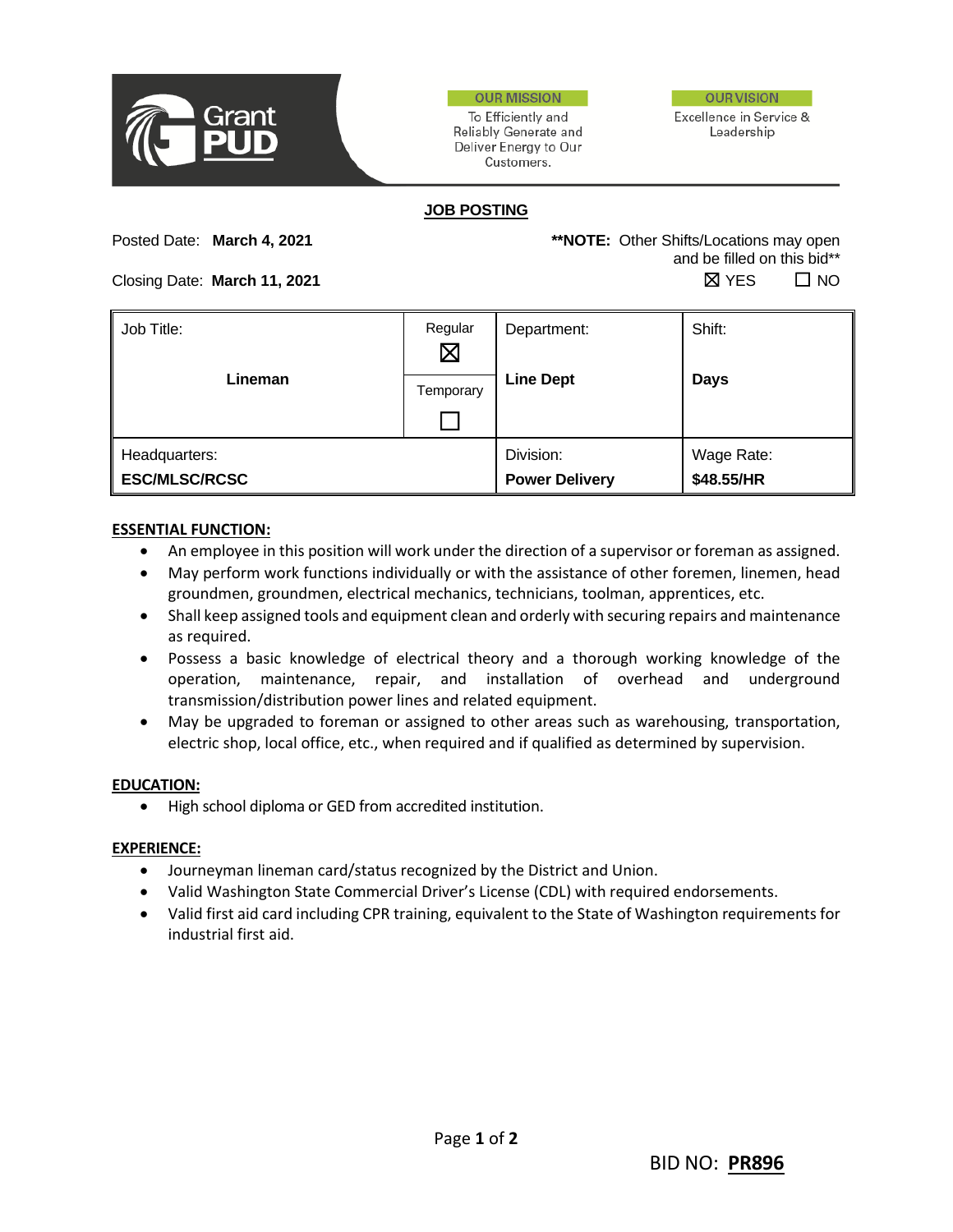Grant PUD

**OUR MISSION**
To Efficiently and Reliably Generate and Deliver Energy to Our Customers.

**OUR VISION**
Excellence in Service & Leadership

## JOB POSTING

Posted Date: **March 4, 2021**

Closing Date: **March 11, 2021**

****NOTE:** Other Shifts/Locations may open and be filled on this bid**

☒ YES ☐ NO

| Job Title: | | Department: | Shift: |
|---|---|---|---|
| **Lineman** | Regular ☒ / Temporary ☐ | **Line Dept** | **Days** |
| Headquarters: **ESC/MLSC/RCSC** | | Division: **Power Delivery** | Wage Rate: **$48.55/HR** |

**ESSENTIAL FUNCTION:**

- An employee in this position will work under the direction of a supervisor or foreman as assigned.
- May perform work functions individually or with the assistance of other foremen, linemen, head groundmen, groundmen, electrical mechanics, technicians, toolman, apprentices, etc.
- Shall keep assigned tools and equipment clean and orderly with securing repairs and maintenance as required.
- Possess a basic knowledge of electrical theory and a thorough working knowledge of the operation, maintenance, repair, and installation of overhead and underground transmission/distribution power lines and related equipment.
- May be upgraded to foreman or assigned to other areas such as warehousing, transportation, electric shop, local office, etc., when required and if qualified as determined by supervision.

**EDUCATION:**

- High school diploma or GED from accredited institution.

**EXPERIENCE:**

- Journeyman lineman card/status recognized by the District and Union.
- Valid Washington State Commercial Driver's License (CDL) with required endorsements.
- Valid first aid card including CPR training, equivalent to the State of Washington requirements for industrial first aid.

BID NO: **PR896**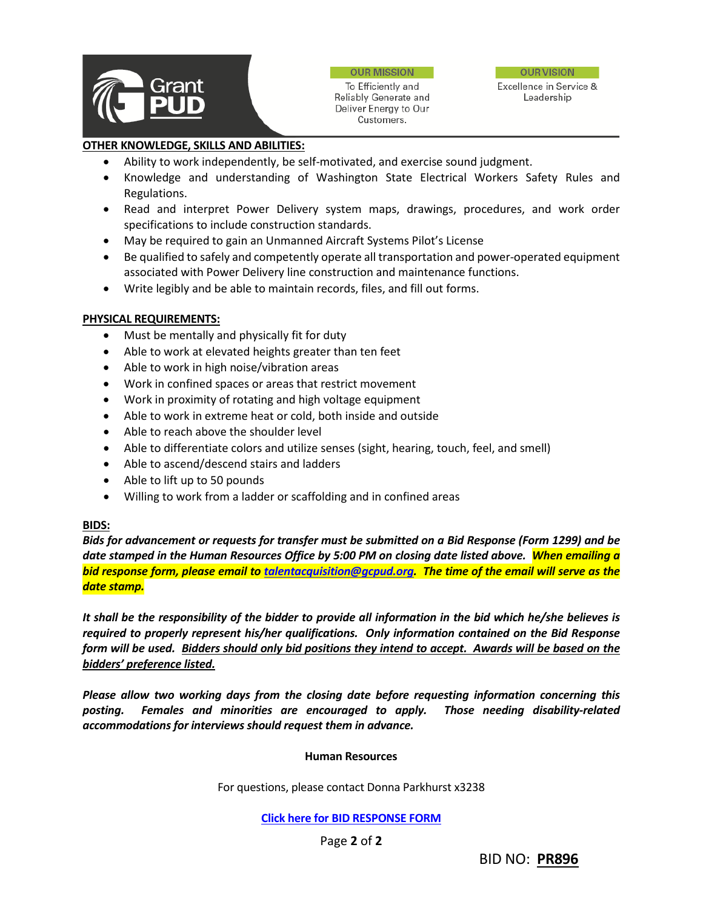**OTHER KNOWLEDGE, SKILLS AND ABILITIES:**

- Ability to work independently, be self-motivated, and exercise sound judgment.
- Knowledge and understanding of Washington State Electrical Workers Safety Rules and Regulations.
- Read and interpret Power Delivery system maps, drawings, procedures, and work order specifications to include construction standards.
- May be required to gain an Unmanned Aircraft Systems Pilot's License
- Be qualified to safely and competently operate all transportation and power-operated equipment associated with Power Delivery line construction and maintenance functions.
- Write legibly and be able to maintain records, files, and fill out forms.

**PHYSICAL REQUIREMENTS:**

- Must be mentally and physically fit for duty
- Able to work at elevated heights greater than ten feet
- Able to work in high noise/vibration areas
- Work in confined spaces or areas that restrict movement
- Work in proximity of rotating and high voltage equipment
- Able to work in extreme heat or cold, both inside and outside
- Able to reach above the shoulder level
- Able to differentiate colors and utilize senses (sight, hearing, touch, feel, and smell)
- Able to ascend/descend stairs and ladders
- Able to lift up to 50 pounds
- Willing to work from a ladder or scaffolding and in confined areas

**BIDS:**

***Bids for advancement or requests for transfer must be submitted on a Bid Response (Form 1299) and be date stamped in the Human Resources Office by 5:00 PM on closing date listed above. When emailing a bid response form, please email to talentacquisition@gcpud.org. The time of the email will serve as the date stamp.***

***It shall be the responsibility of the bidder to provide all information in the bid which he/she believes is required to properly represent his/her qualifications. Only information contained on the Bid Response form will be used. Bidders should only bid positions they intend to accept. Awards will be based on the bidders' preference listed.***

***Please allow two working days from the closing date before requesting information concerning this posting. Females and minorities are encouraged to apply. Those needing disability-related accommodations for interviews should request them in advance.***

**Human Resources**

For questions, please contact Donna Parkhurst x3238

**Click here for BID RESPONSE FORM**

BID NO: **PR896**